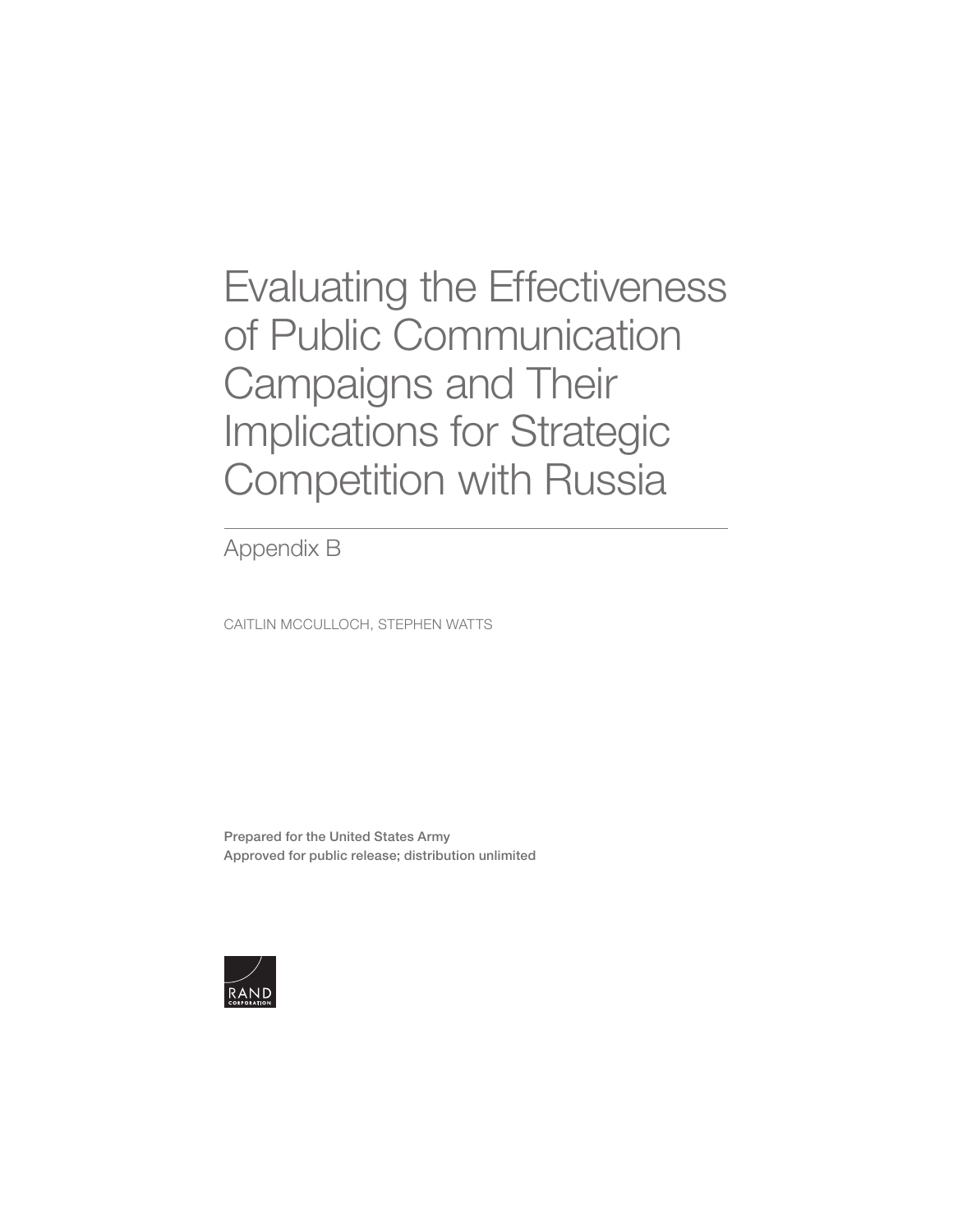# Evaluating the Effectiveness of Public Communication Campaigns and Their Implications for Strategic Competition with Russia

## Appendix B

CAITLIN MCCULLOCH, STEPHEN WATTS

**Prepared for the United States Army**
**Approved for public release; distribution unlimited**

RAND CORPORATION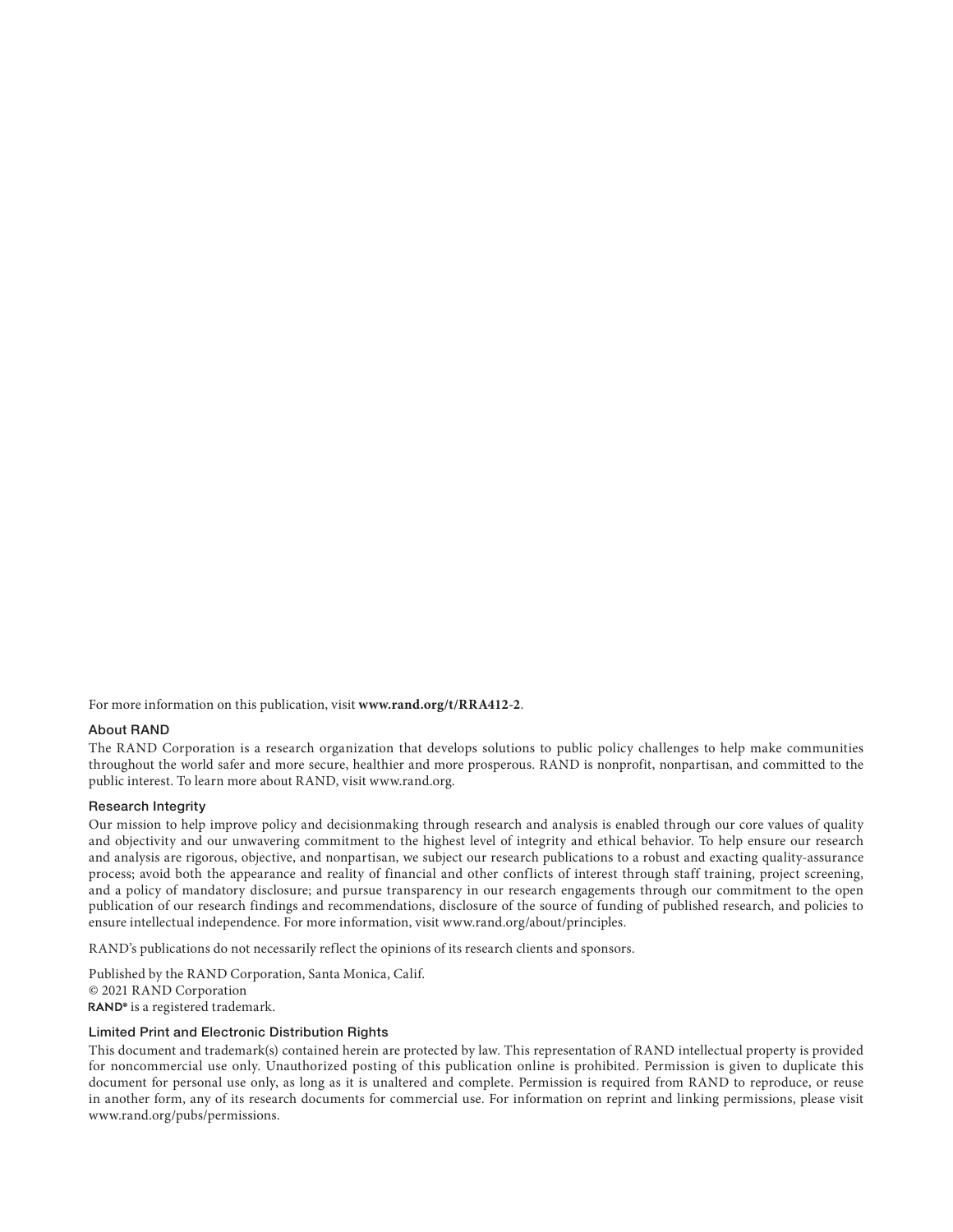For more information on this publication, visit **www.rand.org/t/RRA412-2**.

### About RAND

The RAND Corporation is a research organization that develops solutions to public policy challenges to help make communities throughout the world safer and more secure, healthier and more prosperous. RAND is nonprofit, nonpartisan, and committed to the public interest. To learn more about RAND, visit www.rand.org.

### Research Integrity

Our mission to help improve policy and decisionmaking through research and analysis is enabled through our core values of quality and objectivity and our unwavering commitment to the highest level of integrity and ethical behavior. To help ensure our research and analysis are rigorous, objective, and nonpartisan, we subject our research publications to a robust and exacting quality-assurance process; avoid both the appearance and reality of financial and other conflicts of interest through staff training, project screening, and a policy of mandatory disclosure; and pursue transparency in our research engagements through our commitment to the open publication of our research findings and recommendations, disclosure of the source of funding of published research, and policies to ensure intellectual independence. For more information, visit www.rand.org/about/principles.

RAND's publications do not necessarily reflect the opinions of its research clients and sponsors.

Published by the RAND Corporation, Santa Monica, Calif.
© 2021 RAND Corporation
RAND® is a registered trademark.

### Limited Print and Electronic Distribution Rights

This document and trademark(s) contained herein are protected by law. This representation of RAND intellectual property is provided for noncommercial use only. Unauthorized posting of this publication online is prohibited. Permission is given to duplicate this document for personal use only, as long as it is unaltered and complete. Permission is required from RAND to reproduce, or reuse in another form, any of its research documents for commercial use. For information on reprint and linking permissions, please visit www.rand.org/pubs/permissions.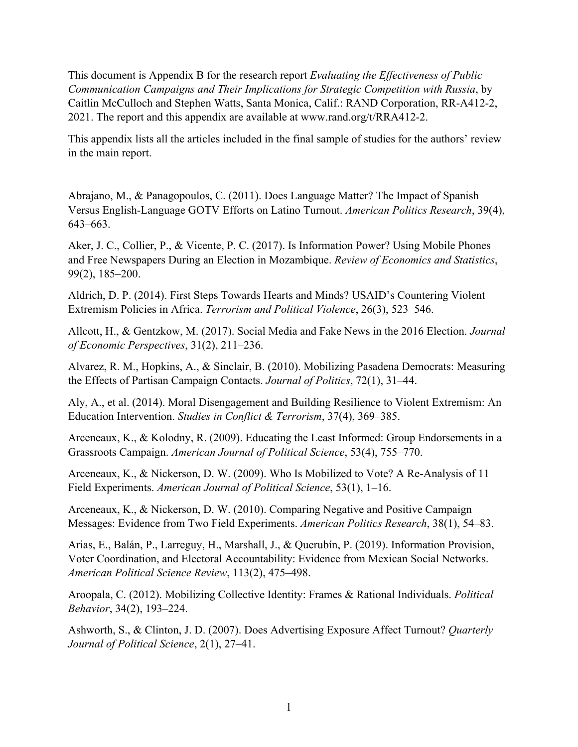This document is Appendix B for the research report *Evaluating the Effectiveness of Public Communication Campaigns and Their Implications for Strategic Competition with Russia*, by Caitlin McCulloch and Stephen Watts, Santa Monica, Calif.: RAND Corporation, RR-A412-2, 2021. The report and this appendix are available at www.rand.org/t/RRA412-2.

This appendix lists all the articles included in the final sample of studies for the authors' review in the main report.

Abrajano, M., & Panagopoulos, C. (2011). Does Language Matter? The Impact of Spanish Versus English-Language GOTV Efforts on Latino Turnout. *American Politics Research*, 39(4), 643–663.

Aker, J. C., Collier, P., & Vicente, P. C. (2017). Is Information Power? Using Mobile Phones and Free Newspapers During an Election in Mozambique. *Review of Economics and Statistics*, 99(2), 185–200.

Aldrich, D. P. (2014). First Steps Towards Hearts and Minds? USAID's Countering Violent Extremism Policies in Africa. *Terrorism and Political Violence*, 26(3), 523–546.

Allcott, H., & Gentzkow, M. (2017). Social Media and Fake News in the 2016 Election. *Journal of Economic Perspectives*, 31(2), 211–236.

Alvarez, R. M., Hopkins, A., & Sinclair, B. (2010). Mobilizing Pasadena Democrats: Measuring the Effects of Partisan Campaign Contacts. *Journal of Politics*, 72(1), 31–44.

Aly, A., et al. (2014). Moral Disengagement and Building Resilience to Violent Extremism: An Education Intervention. *Studies in Conflict & Terrorism*, 37(4), 369–385.

Arceneaux, K., & Kolodny, R. (2009). Educating the Least Informed: Group Endorsements in a Grassroots Campaign. *American Journal of Political Science*, 53(4), 755–770.

Arceneaux, K., & Nickerson, D. W. (2009). Who Is Mobilized to Vote? A Re-Analysis of 11 Field Experiments. *American Journal of Political Science*, 53(1), 1–16.

Arceneaux, K., & Nickerson, D. W. (2010). Comparing Negative and Positive Campaign Messages: Evidence from Two Field Experiments. *American Politics Research*, 38(1), 54–83.

Arias, E., Balán, P., Larreguy, H., Marshall, J., & Querubín, P. (2019). Information Provision, Voter Coordination, and Electoral Accountability: Evidence from Mexican Social Networks. *American Political Science Review*, 113(2), 475–498.

Aroopala, C. (2012). Mobilizing Collective Identity: Frames & Rational Individuals. *Political Behavior*, 34(2), 193–224.

Ashworth, S., & Clinton, J. D. (2007). Does Advertising Exposure Affect Turnout? *Quarterly Journal of Political Science*, 2(1), 27–41.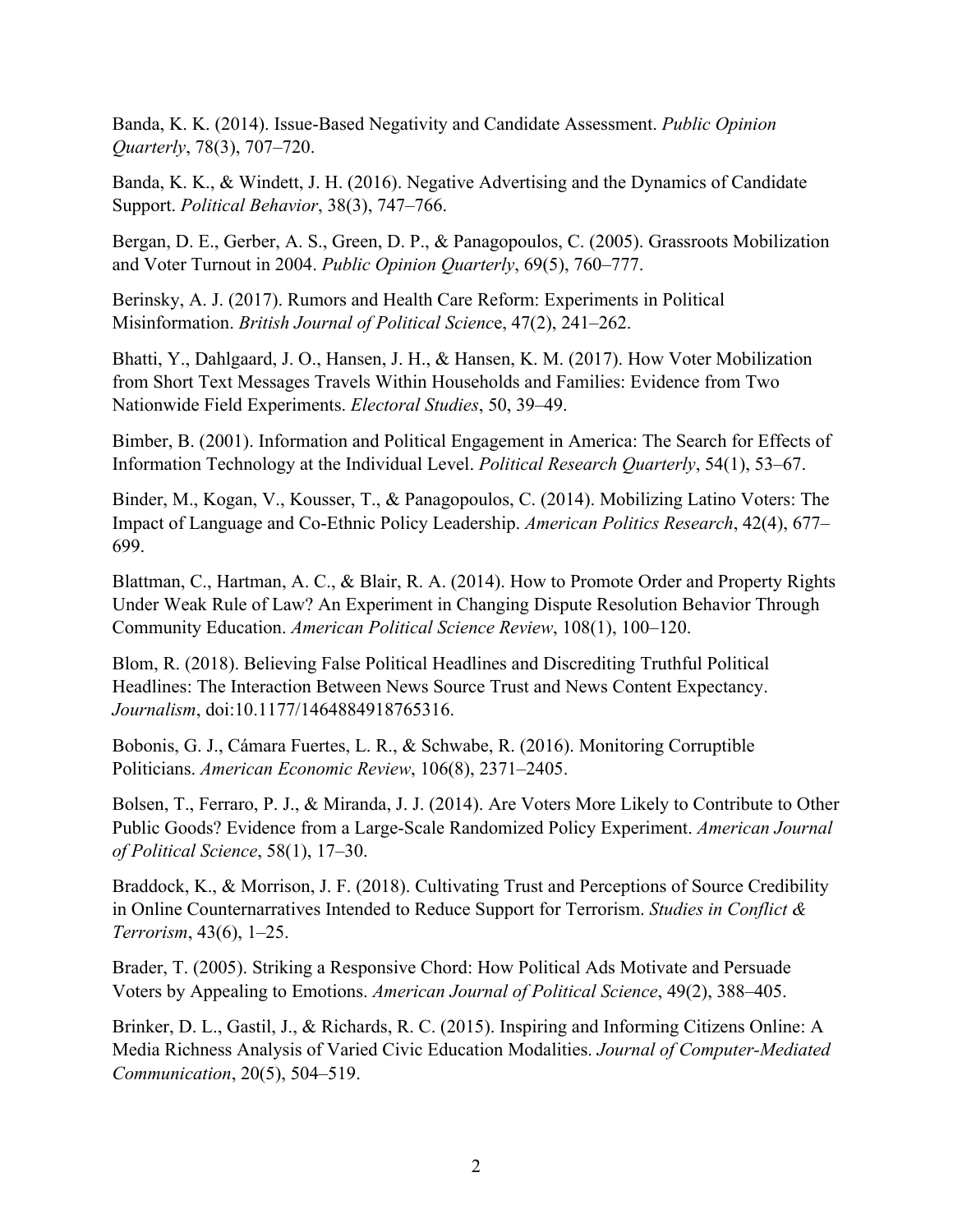Banda, K. K. (2014). Issue-Based Negativity and Candidate Assessment. *Public Opinion Quarterly*, 78(3), 707–720.

Banda, K. K., & Windett, J. H. (2016). Negative Advertising and the Dynamics of Candidate Support. *Political Behavior*, 38(3), 747–766.

Bergan, D. E., Gerber, A. S., Green, D. P., & Panagopoulos, C. (2005). Grassroots Mobilization and Voter Turnout in 2004. *Public Opinion Quarterly*, 69(5), 760–777.

Berinsky, A. J. (2017). Rumors and Health Care Reform: Experiments in Political Misinformation. *British Journal of Political Scienc*e, 47(2), 241–262.

Bhatti, Y., Dahlgaard, J. O., Hansen, J. H., & Hansen, K. M. (2017). How Voter Mobilization from Short Text Messages Travels Within Households and Families: Evidence from Two Nationwide Field Experiments. *Electoral Studies*, 50, 39–49.

Bimber, B. (2001). Information and Political Engagement in America: The Search for Effects of Information Technology at the Individual Level. *Political Research Quarterly*, 54(1), 53–67.

Binder, M., Kogan, V., Kousser, T., & Panagopoulos, C. (2014). Mobilizing Latino Voters: The Impact of Language and Co-Ethnic Policy Leadership. *American Politics Research*, 42(4), 677–699.

Blattman, C., Hartman, A. C., & Blair, R. A. (2014). How to Promote Order and Property Rights Under Weak Rule of Law? An Experiment in Changing Dispute Resolution Behavior Through Community Education. *American Political Science Review*, 108(1), 100–120.

Blom, R. (2018). Believing False Political Headlines and Discrediting Truthful Political Headlines: The Interaction Between News Source Trust and News Content Expectancy. *Journalism*, doi:10.1177/1464884918765316.

Bobonis, G. J., Cámara Fuertes, L. R., & Schwabe, R. (2016). Monitoring Corruptible Politicians. *American Economic Review*, 106(8), 2371–2405.

Bolsen, T., Ferraro, P. J., & Miranda, J. J. (2014). Are Voters More Likely to Contribute to Other Public Goods? Evidence from a Large-Scale Randomized Policy Experiment. *American Journal of Political Science*, 58(1), 17–30.

Braddock, K., & Morrison, J. F. (2018). Cultivating Trust and Perceptions of Source Credibility in Online Counternarratives Intended to Reduce Support for Terrorism. *Studies in Conflict & Terrorism*, 43(6), 1–25.

Brader, T. (2005). Striking a Responsive Chord: How Political Ads Motivate and Persuade Voters by Appealing to Emotions. *American Journal of Political Science*, 49(2), 388–405.

Brinker, D. L., Gastil, J., & Richards, R. C. (2015). Inspiring and Informing Citizens Online: A Media Richness Analysis of Varied Civic Education Modalities. *Journal of Computer-Mediated Communication*, 20(5), 504–519.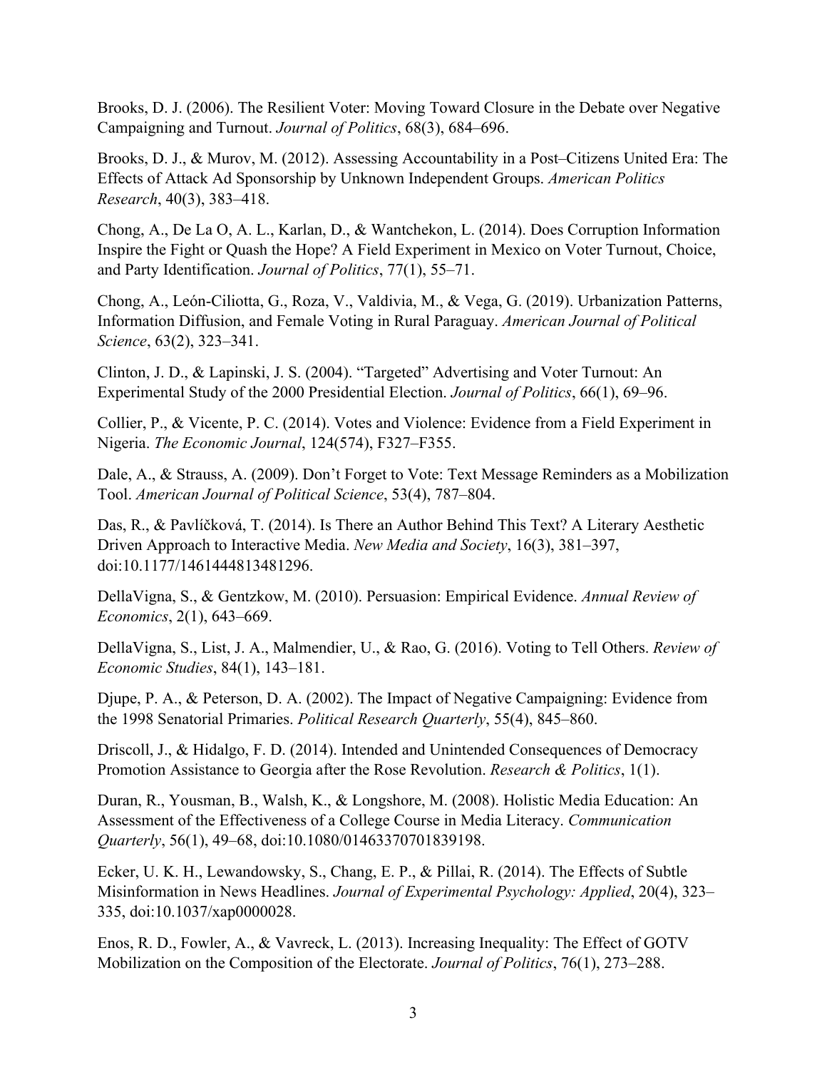Brooks, D. J. (2006). The Resilient Voter: Moving Toward Closure in the Debate over Negative Campaigning and Turnout. *Journal of Politics*, 68(3), 684–696.

Brooks, D. J., & Murov, M. (2012). Assessing Accountability in a Post–Citizens United Era: The Effects of Attack Ad Sponsorship by Unknown Independent Groups. *American Politics Research*, 40(3), 383–418.

Chong, A., De La O, A. L., Karlan, D., & Wantchekon, L. (2014). Does Corruption Information Inspire the Fight or Quash the Hope? A Field Experiment in Mexico on Voter Turnout, Choice, and Party Identification. *Journal of Politics*, 77(1), 55–71.

Chong, A., León-Ciliotta, G., Roza, V., Valdivia, M., & Vega, G. (2019). Urbanization Patterns, Information Diffusion, and Female Voting in Rural Paraguay. *American Journal of Political Science*, 63(2), 323–341.

Clinton, J. D., & Lapinski, J. S. (2004). "Targeted" Advertising and Voter Turnout: An Experimental Study of the 2000 Presidential Election. *Journal of Politics*, 66(1), 69–96.

Collier, P., & Vicente, P. C. (2014). Votes and Violence: Evidence from a Field Experiment in Nigeria. *The Economic Journal*, 124(574), F327–F355.

Dale, A., & Strauss, A. (2009). Don't Forget to Vote: Text Message Reminders as a Mobilization Tool. *American Journal of Political Science*, 53(4), 787–804.

Das, R., & Pavlíčková, T. (2014). Is There an Author Behind This Text? A Literary Aesthetic Driven Approach to Interactive Media. *New Media and Society*, 16(3), 381–397, doi:10.1177/1461444813481296.

DellaVigna, S., & Gentzkow, M. (2010). Persuasion: Empirical Evidence. *Annual Review of Economics*, 2(1), 643–669.

DellaVigna, S., List, J. A., Malmendier, U., & Rao, G. (2016). Voting to Tell Others. *Review of Economic Studies*, 84(1), 143–181.

Djupe, P. A., & Peterson, D. A. (2002). The Impact of Negative Campaigning: Evidence from the 1998 Senatorial Primaries. *Political Research Quarterly*, 55(4), 845–860.

Driscoll, J., & Hidalgo, F. D. (2014). Intended and Unintended Consequences of Democracy Promotion Assistance to Georgia after the Rose Revolution. *Research & Politics*, 1(1).

Duran, R., Yousman, B., Walsh, K., & Longshore, M. (2008). Holistic Media Education: An Assessment of the Effectiveness of a College Course in Media Literacy. *Communication Quarterly*, 56(1), 49–68, doi:10.1080/01463370701839198.

Ecker, U. K. H., Lewandowsky, S., Chang, E. P., & Pillai, R. (2014). The Effects of Subtle Misinformation in News Headlines. *Journal of Experimental Psychology: Applied*, 20(4), 323–335, doi:10.1037/xap0000028.

Enos, R. D., Fowler, A., & Vavreck, L. (2013). Increasing Inequality: The Effect of GOTV Mobilization on the Composition of the Electorate. *Journal of Politics*, 76(1), 273–288.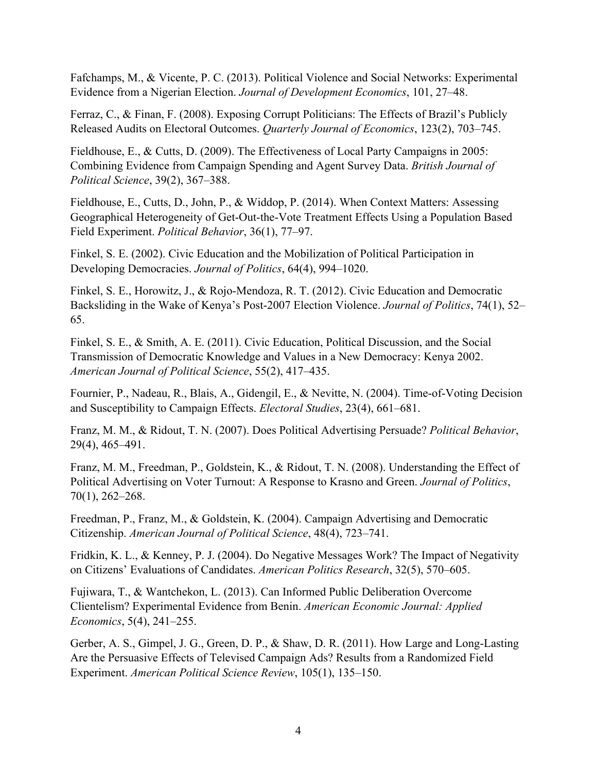Fafchamps, M., & Vicente, P. C. (2013). Political Violence and Social Networks: Experimental Evidence from a Nigerian Election. *Journal of Development Economics*, 101, 27–48.

Ferraz, C., & Finan, F. (2008). Exposing Corrupt Politicians: The Effects of Brazil's Publicly Released Audits on Electoral Outcomes. *Quarterly Journal of Economics*, 123(2), 703–745.

Fieldhouse, E., & Cutts, D. (2009). The Effectiveness of Local Party Campaigns in 2005: Combining Evidence from Campaign Spending and Agent Survey Data. *British Journal of Political Science*, 39(2), 367–388.

Fieldhouse, E., Cutts, D., John, P., & Widdop, P. (2014). When Context Matters: Assessing Geographical Heterogeneity of Get-Out-the-Vote Treatment Effects Using a Population Based Field Experiment. *Political Behavior*, 36(1), 77–97.

Finkel, S. E. (2002). Civic Education and the Mobilization of Political Participation in Developing Democracies. *Journal of Politics*, 64(4), 994–1020.

Finkel, S. E., Horowitz, J., & Rojo-Mendoza, R. T. (2012). Civic Education and Democratic Backsliding in the Wake of Kenya's Post-2007 Election Violence. *Journal of Politics*, 74(1), 52–65.

Finkel, S. E., & Smith, A. E. (2011). Civic Education, Political Discussion, and the Social Transmission of Democratic Knowledge and Values in a New Democracy: Kenya 2002. *American Journal of Political Science*, 55(2), 417–435.

Fournier, P., Nadeau, R., Blais, A., Gidengil, E., & Nevitte, N. (2004). Time-of-Voting Decision and Susceptibility to Campaign Effects. *Electoral Studies*, 23(4), 661–681.

Franz, M. M., & Ridout, T. N. (2007). Does Political Advertising Persuade? *Political Behavior*, 29(4), 465–491.

Franz, M. M., Freedman, P., Goldstein, K., & Ridout, T. N. (2008). Understanding the Effect of Political Advertising on Voter Turnout: A Response to Krasno and Green. *Journal of Politics*, 70(1), 262–268.

Freedman, P., Franz, M., & Goldstein, K. (2004). Campaign Advertising and Democratic Citizenship. *American Journal of Political Science*, 48(4), 723–741.

Fridkin, K. L., & Kenney, P. J. (2004). Do Negative Messages Work? The Impact of Negativity on Citizens' Evaluations of Candidates. *American Politics Research*, 32(5), 570–605.

Fujiwara, T., & Wantchekon, L. (2013). Can Informed Public Deliberation Overcome Clientelism? Experimental Evidence from Benin. *American Economic Journal: Applied Economics*, 5(4), 241–255.

Gerber, A. S., Gimpel, J. G., Green, D. P., & Shaw, D. R. (2011). How Large and Long-Lasting Are the Persuasive Effects of Televised Campaign Ads? Results from a Randomized Field Experiment. *American Political Science Review*, 105(1), 135–150.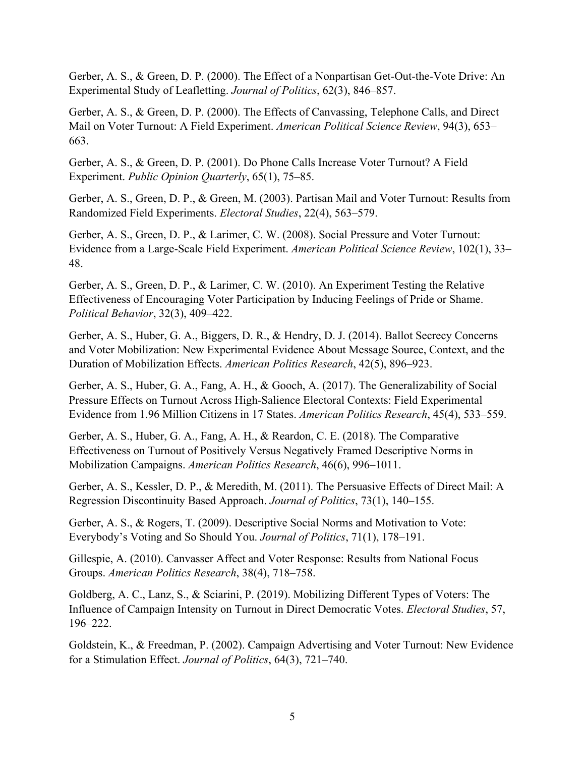Gerber, A. S., & Green, D. P. (2000). The Effect of a Nonpartisan Get-Out-the-Vote Drive: An Experimental Study of Leafletting. *Journal of Politics*, 62(3), 846–857.

Gerber, A. S., & Green, D. P. (2000). The Effects of Canvassing, Telephone Calls, and Direct Mail on Voter Turnout: A Field Experiment. *American Political Science Review*, 94(3), 653–663.

Gerber, A. S., & Green, D. P. (2001). Do Phone Calls Increase Voter Turnout? A Field Experiment. *Public Opinion Quarterly*, 65(1), 75–85.

Gerber, A. S., Green, D. P., & Green, M. (2003). Partisan Mail and Voter Turnout: Results from Randomized Field Experiments. *Electoral Studies*, 22(4), 563–579.

Gerber, A. S., Green, D. P., & Larimer, C. W. (2008). Social Pressure and Voter Turnout: Evidence from a Large-Scale Field Experiment. *American Political Science Review*, 102(1), 33–48.

Gerber, A. S., Green, D. P., & Larimer, C. W. (2010). An Experiment Testing the Relative Effectiveness of Encouraging Voter Participation by Inducing Feelings of Pride or Shame. *Political Behavior*, 32(3), 409–422.

Gerber, A. S., Huber, G. A., Biggers, D. R., & Hendry, D. J. (2014). Ballot Secrecy Concerns and Voter Mobilization: New Experimental Evidence About Message Source, Context, and the Duration of Mobilization Effects. *American Politics Research*, 42(5), 896–923.

Gerber, A. S., Huber, G. A., Fang, A. H., & Gooch, A. (2017). The Generalizability of Social Pressure Effects on Turnout Across High-Salience Electoral Contexts: Field Experimental Evidence from 1.96 Million Citizens in 17 States. *American Politics Research*, 45(4), 533–559.

Gerber, A. S., Huber, G. A., Fang, A. H., & Reardon, C. E. (2018). The Comparative Effectiveness on Turnout of Positively Versus Negatively Framed Descriptive Norms in Mobilization Campaigns. *American Politics Research*, 46(6), 996–1011.

Gerber, A. S., Kessler, D. P., & Meredith, M. (2011). The Persuasive Effects of Direct Mail: A Regression Discontinuity Based Approach. *Journal of Politics*, 73(1), 140–155.

Gerber, A. S., & Rogers, T. (2009). Descriptive Social Norms and Motivation to Vote: Everybody's Voting and So Should You. *Journal of Politics*, 71(1), 178–191.

Gillespie, A. (2010). Canvasser Affect and Voter Response: Results from National Focus Groups. *American Politics Research*, 38(4), 718–758.

Goldberg, A. C., Lanz, S., & Sciarini, P. (2019). Mobilizing Different Types of Voters: The Influence of Campaign Intensity on Turnout in Direct Democratic Votes. *Electoral Studies*, 57, 196–222.

Goldstein, K., & Freedman, P. (2002). Campaign Advertising and Voter Turnout: New Evidence for a Stimulation Effect. *Journal of Politics*, 64(3), 721–740.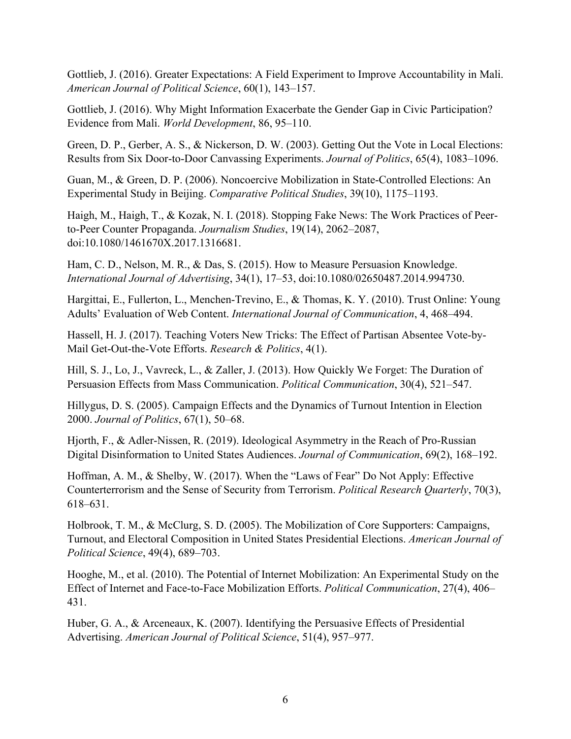Gottlieb, J. (2016). Greater Expectations: A Field Experiment to Improve Accountability in Mali. *American Journal of Political Science*, 60(1), 143–157.

Gottlieb, J. (2016). Why Might Information Exacerbate the Gender Gap in Civic Participation? Evidence from Mali. *World Development*, 86, 95–110.

Green, D. P., Gerber, A. S., & Nickerson, D. W. (2003). Getting Out the Vote in Local Elections: Results from Six Door-to-Door Canvassing Experiments. *Journal of Politics*, 65(4), 1083–1096.

Guan, M., & Green, D. P. (2006). Noncoercive Mobilization in State-Controlled Elections: An Experimental Study in Beijing. *Comparative Political Studies*, 39(10), 1175–1193.

Haigh, M., Haigh, T., & Kozak, N. I. (2018). Stopping Fake News: The Work Practices of Peer-to-Peer Counter Propaganda. *Journalism Studies*, 19(14), 2062–2087, doi:10.1080/1461670X.2017.1316681.

Ham, C. D., Nelson, M. R., & Das, S. (2015). How to Measure Persuasion Knowledge. *International Journal of Advertising*, 34(1), 17–53, doi:10.1080/02650487.2014.994730.

Hargittai, E., Fullerton, L., Menchen-Trevino, E., & Thomas, K. Y. (2010). Trust Online: Young Adults' Evaluation of Web Content. *International Journal of Communication*, 4, 468–494.

Hassell, H. J. (2017). Teaching Voters New Tricks: The Effect of Partisan Absentee Vote-by-Mail Get-Out-the-Vote Efforts. *Research & Politics*, 4(1).

Hill, S. J., Lo, J., Vavreck, L., & Zaller, J. (2013). How Quickly We Forget: The Duration of Persuasion Effects from Mass Communication. *Political Communication*, 30(4), 521–547.

Hillygus, D. S. (2005). Campaign Effects and the Dynamics of Turnout Intention in Election 2000. *Journal of Politics*, 67(1), 50–68.

Hjorth, F., & Adler-Nissen, R. (2019). Ideological Asymmetry in the Reach of Pro-Russian Digital Disinformation to United States Audiences. *Journal of Communication*, 69(2), 168–192.

Hoffman, A. M., & Shelby, W. (2017). When the "Laws of Fear" Do Not Apply: Effective Counterterrorism and the Sense of Security from Terrorism. *Political Research Quarterly*, 70(3), 618–631.

Holbrook, T. M., & McClurg, S. D. (2005). The Mobilization of Core Supporters: Campaigns, Turnout, and Electoral Composition in United States Presidential Elections. *American Journal of Political Science*, 49(4), 689–703.

Hooghe, M., et al. (2010). The Potential of Internet Mobilization: An Experimental Study on the Effect of Internet and Face-to-Face Mobilization Efforts. *Political Communication*, 27(4), 406–431.

Huber, G. A., & Arceneaux, K. (2007). Identifying the Persuasive Effects of Presidential Advertising. *American Journal of Political Science*, 51(4), 957–977.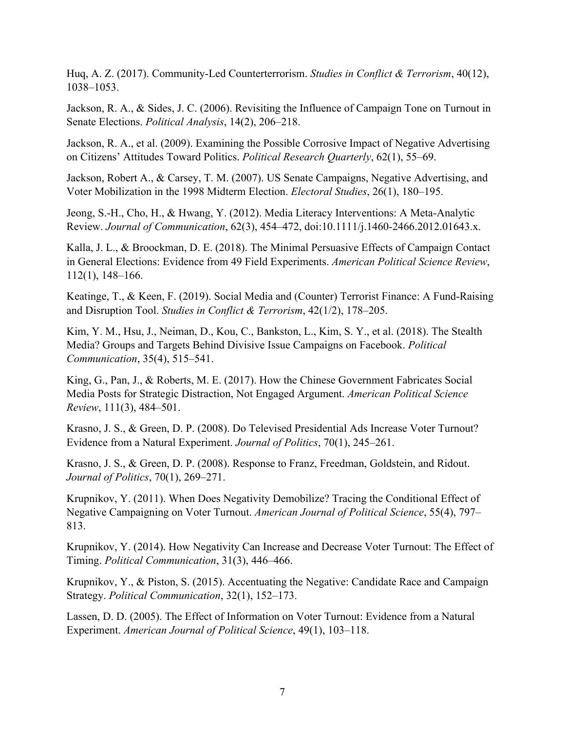Huq, A. Z. (2017). Community-Led Counterterrorism. *Studies in Conflict & Terrorism*, 40(12), 1038–1053.

Jackson, R. A., & Sides, J. C. (2006). Revisiting the Influence of Campaign Tone on Turnout in Senate Elections. *Political Analysis*, 14(2), 206–218.

Jackson, R. A., et al. (2009). Examining the Possible Corrosive Impact of Negative Advertising on Citizens' Attitudes Toward Politics. *Political Research Quarterly*, 62(1), 55–69.

Jackson, Robert A., & Carsey, T. M. (2007). US Senate Campaigns, Negative Advertising, and Voter Mobilization in the 1998 Midterm Election. *Electoral Studies*, 26(1), 180–195.

Jeong, S.-H., Cho, H., & Hwang, Y. (2012). Media Literacy Interventions: A Meta-Analytic Review. *Journal of Communication*, 62(3), 454–472, doi:10.1111/j.1460-2466.2012.01643.x.

Kalla, J. L., & Broockman, D. E. (2018). The Minimal Persuasive Effects of Campaign Contact in General Elections: Evidence from 49 Field Experiments. *American Political Science Review*, 112(1), 148–166.

Keatinge, T., & Keen, F. (2019). Social Media and (Counter) Terrorist Finance: A Fund-Raising and Disruption Tool. *Studies in Conflict & Terrorism*, 42(1/2), 178–205.

Kim, Y. M., Hsu, J., Neiman, D., Kou, C., Bankston, L., Kim, S. Y., et al. (2018). The Stealth Media? Groups and Targets Behind Divisive Issue Campaigns on Facebook. *Political Communication*, 35(4), 515–541.

King, G., Pan, J., & Roberts, M. E. (2017). How the Chinese Government Fabricates Social Media Posts for Strategic Distraction, Not Engaged Argument. *American Political Science Review*, 111(3), 484–501.

Krasno, J. S., & Green, D. P. (2008). Do Televised Presidential Ads Increase Voter Turnout? Evidence from a Natural Experiment. *Journal of Politics*, 70(1), 245–261.

Krasno, J. S., & Green, D. P. (2008). Response to Franz, Freedman, Goldstein, and Ridout. *Journal of Politics*, 70(1), 269–271.

Krupnikov, Y. (2011). When Does Negativity Demobilize? Tracing the Conditional Effect of Negative Campaigning on Voter Turnout. *American Journal of Political Science*, 55(4), 797–813.

Krupnikov, Y. (2014). How Negativity Can Increase and Decrease Voter Turnout: The Effect of Timing. *Political Communication*, 31(3), 446–466.

Krupnikov, Y., & Piston, S. (2015). Accentuating the Negative: Candidate Race and Campaign Strategy. *Political Communication*, 32(1), 152–173.

Lassen, D. D. (2005). The Effect of Information on Voter Turnout: Evidence from a Natural Experiment. *American Journal of Political Science*, 49(1), 103–118.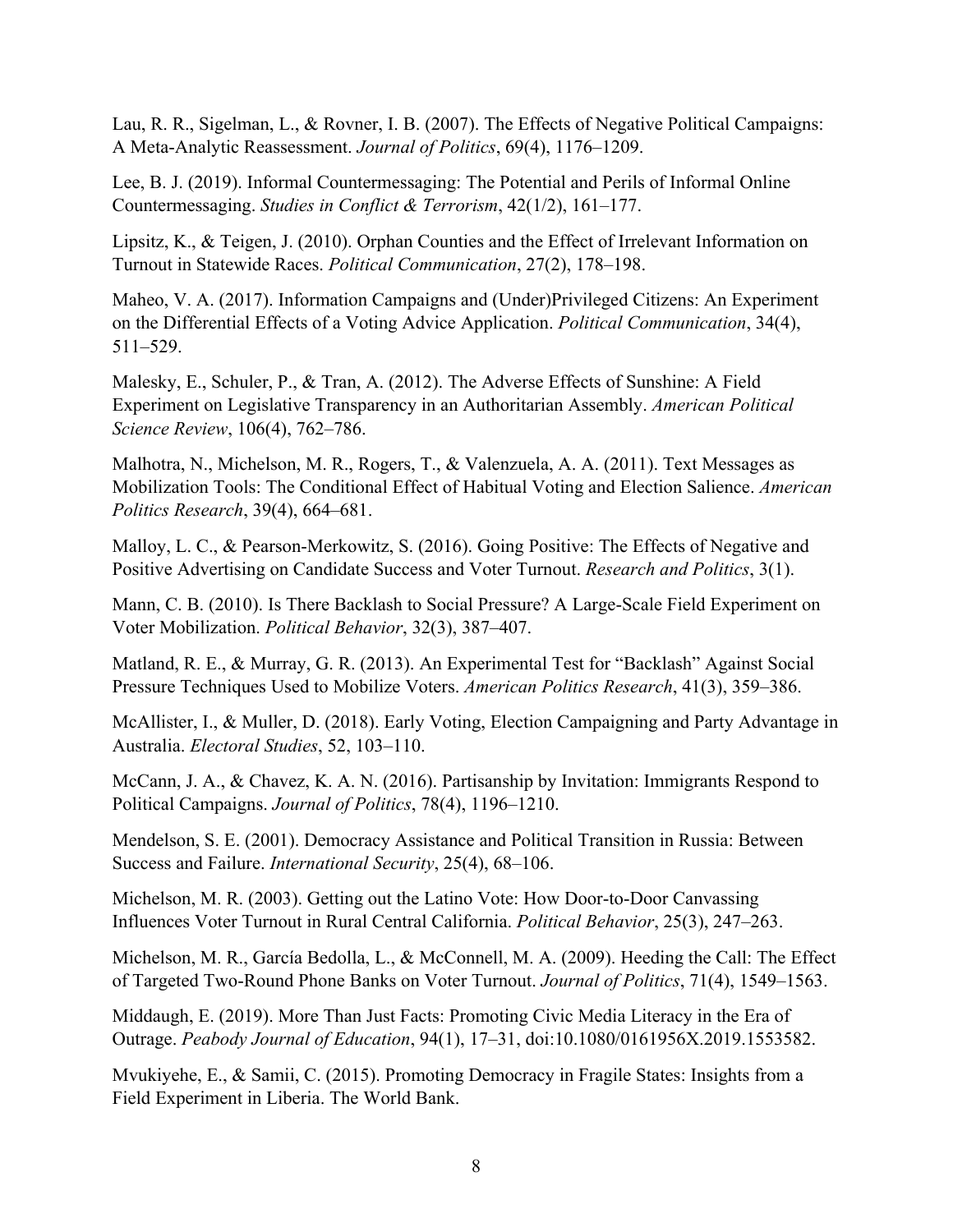Lau, R. R., Sigelman, L., & Rovner, I. B. (2007). The Effects of Negative Political Campaigns: A Meta-Analytic Reassessment. *Journal of Politics*, 69(4), 1176–1209.

Lee, B. J. (2019). Informal Countermessaging: The Potential and Perils of Informal Online Countermessaging. *Studies in Conflict & Terrorism*, 42(1/2), 161–177.

Lipsitz, K., & Teigen, J. (2010). Orphan Counties and the Effect of Irrelevant Information on Turnout in Statewide Races. *Political Communication*, 27(2), 178–198.

Maheo, V. A. (2017). Information Campaigns and (Under)Privileged Citizens: An Experiment on the Differential Effects of a Voting Advice Application. *Political Communication*, 34(4), 511–529.

Malesky, E., Schuler, P., & Tran, A. (2012). The Adverse Effects of Sunshine: A Field Experiment on Legislative Transparency in an Authoritarian Assembly. *American Political Science Review*, 106(4), 762–786.

Malhotra, N., Michelson, M. R., Rogers, T., & Valenzuela, A. A. (2011). Text Messages as Mobilization Tools: The Conditional Effect of Habitual Voting and Election Salience. *American Politics Research*, 39(4), 664–681.

Malloy, L. C., & Pearson-Merkowitz, S. (2016). Going Positive: The Effects of Negative and Positive Advertising on Candidate Success and Voter Turnout. *Research and Politics*, 3(1).

Mann, C. B. (2010). Is There Backlash to Social Pressure? A Large-Scale Field Experiment on Voter Mobilization. *Political Behavior*, 32(3), 387–407.

Matland, R. E., & Murray, G. R. (2013). An Experimental Test for "Backlash" Against Social Pressure Techniques Used to Mobilize Voters. *American Politics Research*, 41(3), 359–386.

McAllister, I., & Muller, D. (2018). Early Voting, Election Campaigning and Party Advantage in Australia. *Electoral Studies*, 52, 103–110.

McCann, J. A., & Chavez, K. A. N. (2016). Partisanship by Invitation: Immigrants Respond to Political Campaigns. *Journal of Politics*, 78(4), 1196–1210.

Mendelson, S. E. (2001). Democracy Assistance and Political Transition in Russia: Between Success and Failure. *International Security*, 25(4), 68–106.

Michelson, M. R. (2003). Getting out the Latino Vote: How Door-to-Door Canvassing Influences Voter Turnout in Rural Central California. *Political Behavior*, 25(3), 247–263.

Michelson, M. R., García Bedolla, L., & McConnell, M. A. (2009). Heeding the Call: The Effect of Targeted Two-Round Phone Banks on Voter Turnout. *Journal of Politics*, 71(4), 1549–1563.

Middaugh, E. (2019). More Than Just Facts: Promoting Civic Media Literacy in the Era of Outrage. *Peabody Journal of Education*, 94(1), 17–31, doi:10.1080/0161956X.2019.1553582.

Mvukiyehe, E., & Samii, C. (2015). Promoting Democracy in Fragile States: Insights from a Field Experiment in Liberia. The World Bank.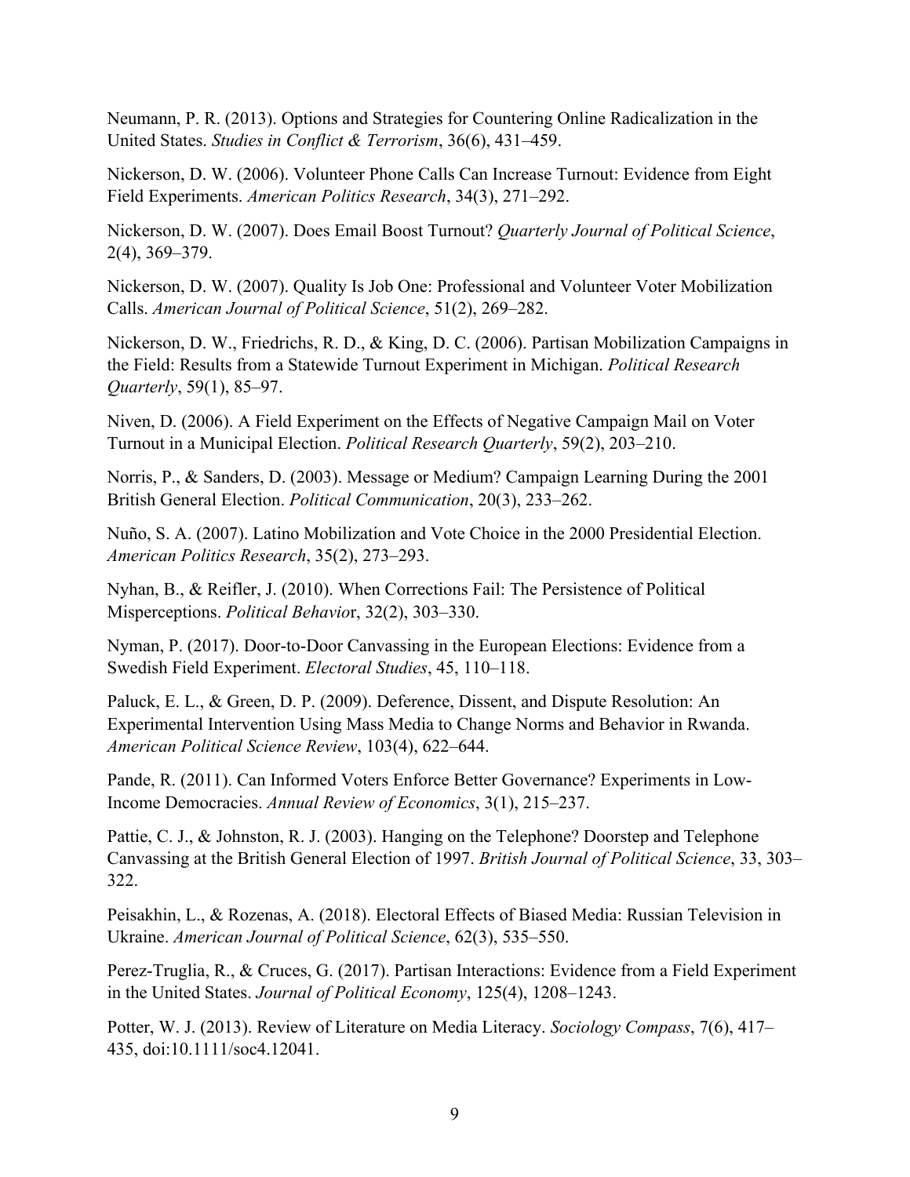Neumann, P. R. (2013). Options and Strategies for Countering Online Radicalization in the United States. *Studies in Conflict & Terrorism*, 36(6), 431–459.

Nickerson, D. W. (2006). Volunteer Phone Calls Can Increase Turnout: Evidence from Eight Field Experiments. *American Politics Research*, 34(3), 271–292.

Nickerson, D. W. (2007). Does Email Boost Turnout? *Quarterly Journal of Political Science*, 2(4), 369–379.

Nickerson, D. W. (2007). Quality Is Job One: Professional and Volunteer Voter Mobilization Calls. *American Journal of Political Science*, 51(2), 269–282.

Nickerson, D. W., Friedrichs, R. D., & King, D. C. (2006). Partisan Mobilization Campaigns in the Field: Results from a Statewide Turnout Experiment in Michigan. *Political Research Quarterly*, 59(1), 85–97.

Niven, D. (2006). A Field Experiment on the Effects of Negative Campaign Mail on Voter Turnout in a Municipal Election. *Political Research Quarterly*, 59(2), 203–210.

Norris, P., & Sanders, D. (2003). Message or Medium? Campaign Learning During the 2001 British General Election. *Political Communication*, 20(3), 233–262.

Nuño, S. A. (2007). Latino Mobilization and Vote Choice in the 2000 Presidential Election. *American Politics Research*, 35(2), 273–293.

Nyhan, B., & Reifler, J. (2010). When Corrections Fail: The Persistence of Political Misperceptions. *Political Behavio*r, 32(2), 303–330.

Nyman, P. (2017). Door-to-Door Canvassing in the European Elections: Evidence from a Swedish Field Experiment. *Electoral Studies*, 45, 110–118.

Paluck, E. L., & Green, D. P. (2009). Deference, Dissent, and Dispute Resolution: An Experimental Intervention Using Mass Media to Change Norms and Behavior in Rwanda. *American Political Science Review*, 103(4), 622–644.

Pande, R. (2011). Can Informed Voters Enforce Better Governance? Experiments in Low-Income Democracies. *Annual Review of Economics*, 3(1), 215–237.

Pattie, C. J., & Johnston, R. J. (2003). Hanging on the Telephone? Doorstep and Telephone Canvassing at the British General Election of 1997. *British Journal of Political Science*, 33, 303–322.

Peisakhin, L., & Rozenas, A. (2018). Electoral Effects of Biased Media: Russian Television in Ukraine. *American Journal of Political Science*, 62(3), 535–550.

Perez-Truglia, R., & Cruces, G. (2017). Partisan Interactions: Evidence from a Field Experiment in the United States. *Journal of Political Economy*, 125(4), 1208–1243.

Potter, W. J. (2013). Review of Literature on Media Literacy. *Sociology Compass*, 7(6), 417–435, doi:10.1111/soc4.12041.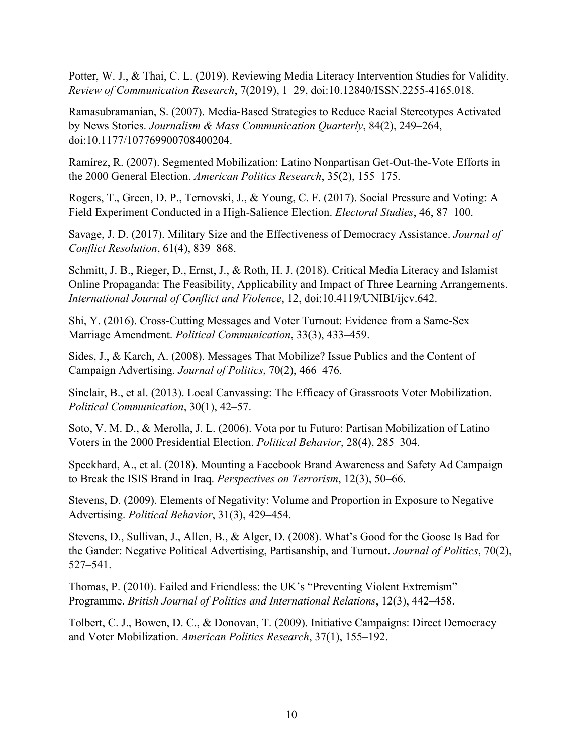Potter, W. J., & Thai, C. L. (2019). Reviewing Media Literacy Intervention Studies for Validity. *Review of Communication Research*, 7(2019), 1–29, doi:10.12840/ISSN.2255-4165.018.

Ramasubramanian, S. (2007). Media-Based Strategies to Reduce Racial Stereotypes Activated by News Stories. *Journalism & Mass Communication Quarterly*, 84(2), 249–264, doi:10.1177/107769900708400204.

Ramírez, R. (2007). Segmented Mobilization: Latino Nonpartisan Get-Out-the-Vote Efforts in the 2000 General Election. *American Politics Research*, 35(2), 155–175.

Rogers, T., Green, D. P., Ternovski, J., & Young, C. F. (2017). Social Pressure and Voting: A Field Experiment Conducted in a High-Salience Election. *Electoral Studies*, 46, 87–100.

Savage, J. D. (2017). Military Size and the Effectiveness of Democracy Assistance. *Journal of Conflict Resolution*, 61(4), 839–868.

Schmitt, J. B., Rieger, D., Ernst, J., & Roth, H. J. (2018). Critical Media Literacy and Islamist Online Propaganda: The Feasibility, Applicability and Impact of Three Learning Arrangements. *International Journal of Conflict and Violence*, 12, doi:10.4119/UNIBI/ijcv.642.

Shi, Y. (2016). Cross-Cutting Messages and Voter Turnout: Evidence from a Same-Sex Marriage Amendment. *Political Communication*, 33(3), 433–459.

Sides, J., & Karch, A. (2008). Messages That Mobilize? Issue Publics and the Content of Campaign Advertising. *Journal of Politics*, 70(2), 466–476.

Sinclair, B., et al. (2013). Local Canvassing: The Efficacy of Grassroots Voter Mobilization. *Political Communication*, 30(1), 42–57.

Soto, V. M. D., & Merolla, J. L. (2006). Vota por tu Futuro: Partisan Mobilization of Latino Voters in the 2000 Presidential Election. *Political Behavior*, 28(4), 285–304.

Speckhard, A., et al. (2018). Mounting a Facebook Brand Awareness and Safety Ad Campaign to Break the ISIS Brand in Iraq. *Perspectives on Terrorism*, 12(3), 50–66.

Stevens, D. (2009). Elements of Negativity: Volume and Proportion in Exposure to Negative Advertising. *Political Behavior*, 31(3), 429–454.

Stevens, D., Sullivan, J., Allen, B., & Alger, D. (2008). What's Good for the Goose Is Bad for the Gander: Negative Political Advertising, Partisanship, and Turnout. *Journal of Politics*, 70(2), 527–541.

Thomas, P. (2010). Failed and Friendless: the UK's "Preventing Violent Extremism" Programme. *British Journal of Politics and International Relations*, 12(3), 442–458.

Tolbert, C. J., Bowen, D. C., & Donovan, T. (2009). Initiative Campaigns: Direct Democracy and Voter Mobilization. *American Politics Research*, 37(1), 155–192.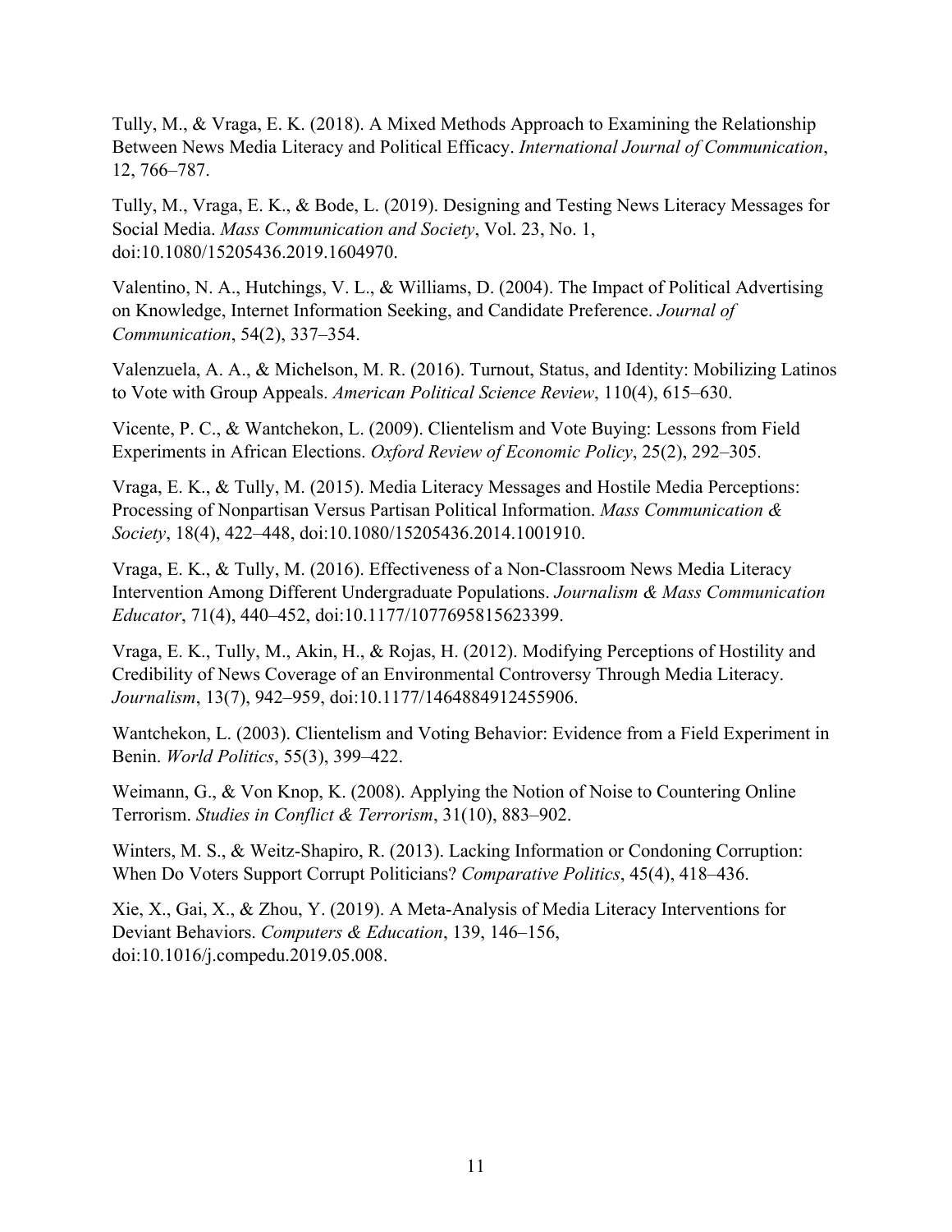Tully, M., & Vraga, E. K. (2018). A Mixed Methods Approach to Examining the Relationship Between News Media Literacy and Political Efficacy. *International Journal of Communication*, 12, 766–787.

Tully, M., Vraga, E. K., & Bode, L. (2019). Designing and Testing News Literacy Messages for Social Media. *Mass Communication and Society*, Vol. 23, No. 1, doi:10.1080/15205436.2019.1604970.

Valentino, N. A., Hutchings, V. L., & Williams, D. (2004). The Impact of Political Advertising on Knowledge, Internet Information Seeking, and Candidate Preference. *Journal of Communication*, 54(2), 337–354.

Valenzuela, A. A., & Michelson, M. R. (2016). Turnout, Status, and Identity: Mobilizing Latinos to Vote with Group Appeals. *American Political Science Review*, 110(4), 615–630.

Vicente, P. C., & Wantchekon, L. (2009). Clientelism and Vote Buying: Lessons from Field Experiments in African Elections. *Oxford Review of Economic Policy*, 25(2), 292–305.

Vraga, E. K., & Tully, M. (2015). Media Literacy Messages and Hostile Media Perceptions: Processing of Nonpartisan Versus Partisan Political Information. *Mass Communication & Society*, 18(4), 422–448, doi:10.1080/15205436.2014.1001910.

Vraga, E. K., & Tully, M. (2016). Effectiveness of a Non-Classroom News Media Literacy Intervention Among Different Undergraduate Populations. *Journalism & Mass Communication Educator*, 71(4), 440–452, doi:10.1177/1077695815623399.

Vraga, E. K., Tully, M., Akin, H., & Rojas, H. (2012). Modifying Perceptions of Hostility and Credibility of News Coverage of an Environmental Controversy Through Media Literacy. *Journalism*, 13(7), 942–959, doi:10.1177/1464884912455906.

Wantchekon, L. (2003). Clientelism and Voting Behavior: Evidence from a Field Experiment in Benin. *World Politics*, 55(3), 399–422.

Weimann, G., & Von Knop, K. (2008). Applying the Notion of Noise to Countering Online Terrorism. *Studies in Conflict & Terrorism*, 31(10), 883–902.

Winters, M. S., & Weitz-Shapiro, R. (2013). Lacking Information or Condoning Corruption: When Do Voters Support Corrupt Politicians? *Comparative Politics*, 45(4), 418–436.

Xie, X., Gai, X., & Zhou, Y. (2019). A Meta-Analysis of Media Literacy Interventions for Deviant Behaviors. *Computers & Education*, 139, 146–156, doi:10.1016/j.compedu.2019.05.008.